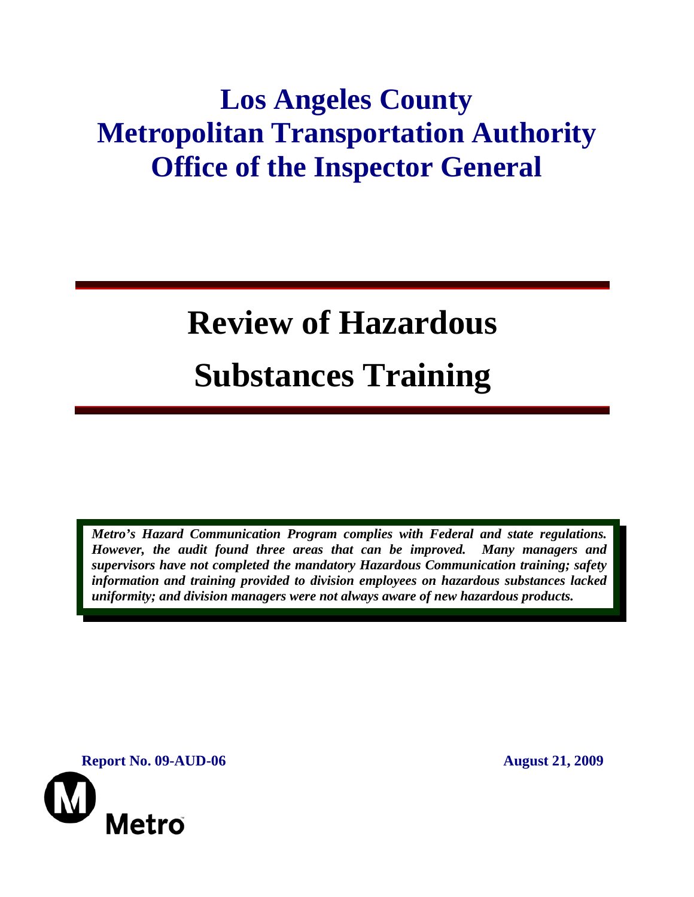# Los Angeles County Metropolitan Transportation Authority Office of the Inspector General

# Review of Hazardous Substances Training

***Metro's Hazard Communication Program complies with Federal and state regulations. However, the audit found three areas that can be improved. Many managers and supervisors have not completed the mandatory Hazardous Communication training; safety information and training provided to division employees on hazardous substances lacked uniformity; and division managers were not always aware of new hazardous products.***

**Report No. 09-AUD-06**

**August 21, 2009**

Metro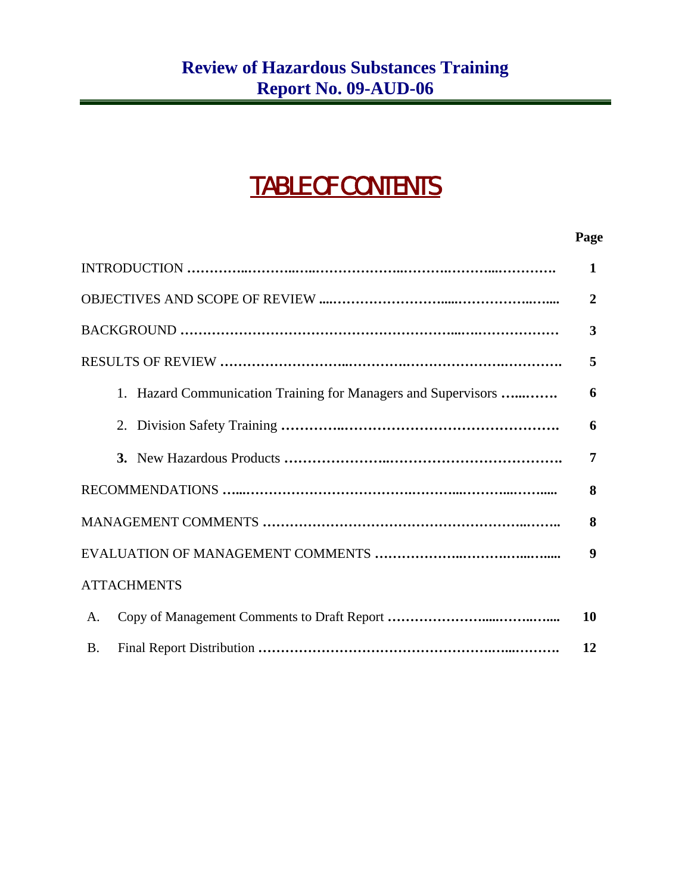# Review of Hazardous Substances Training
# Report No. 09-AUD-06

## TABLE OF CONTENTS

| | Page |
|---|---|
| INTRODUCTION | 1 |
| OBJECTIVES AND SCOPE OF REVIEW | 2 |
| BACKGROUND | 3 |
| RESULTS OF REVIEW | 5 |
| 1. Hazard Communication Training for Managers and Supervisors | 6 |
| 2. Division Safety Training | 6 |
| **3.** New Hazardous Products | 7 |
| RECOMMENDATIONS | 8 |
| MANAGEMENT COMMENTS | 8 |
| EVALUATION OF MANAGEMENT COMMENTS | 9 |
| ATTACHMENTS | |
| A. Copy of Management Comments to Draft Report | 10 |
| B. Final Report Distribution | 12 |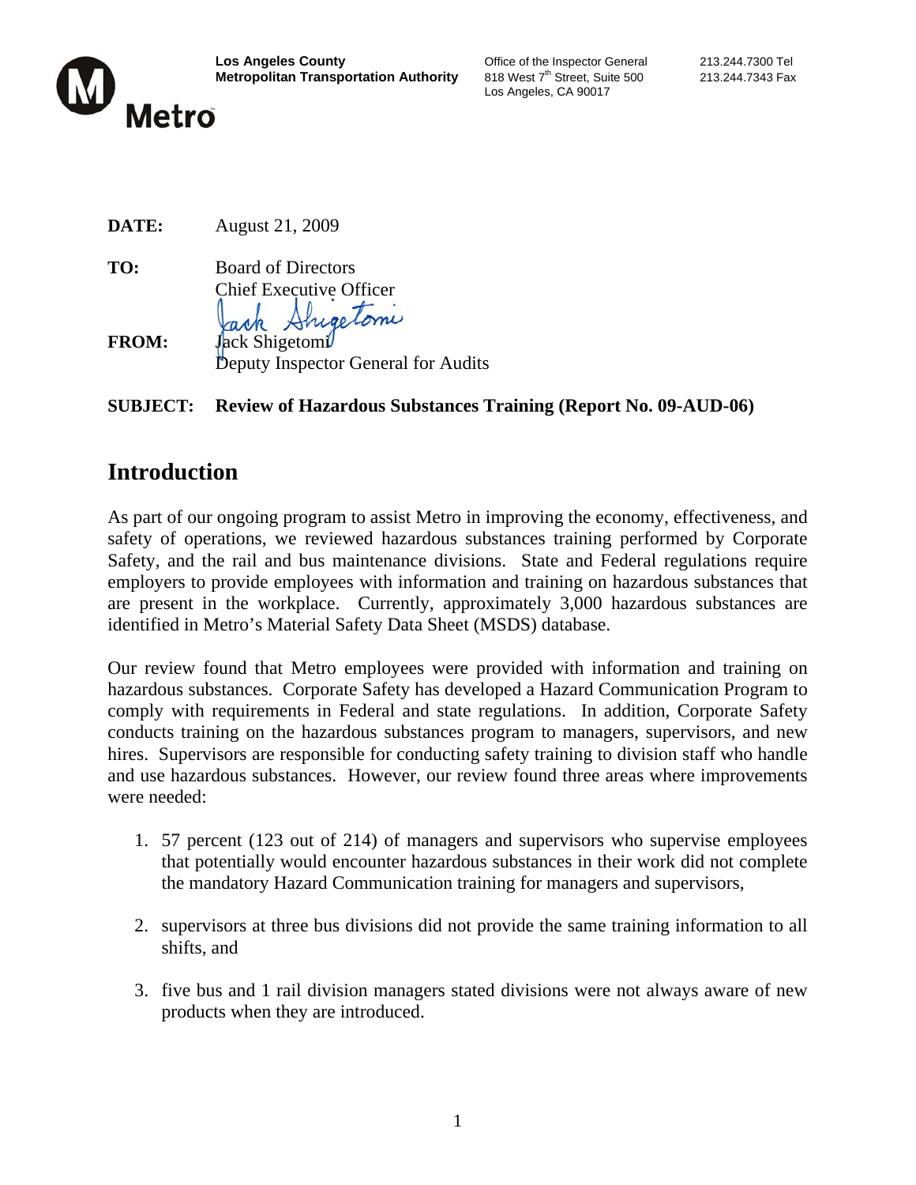Los Angeles County
Metropolitan Transportation Authority

Office of the Inspector General
818 West 7th Street, Suite 500
Los Angeles, CA 90017

213.244.7300 Tel
213.244.7343 Fax

**DATE:** August 21, 2009

**TO:** Board of Directors
Chief Executive Officer

**FROM:** Jack Shigetomi
Deputy Inspector General for Audits

**SUBJECT: Review of Hazardous Substances Training (Report No. 09-AUD-06)**

## Introduction

As part of our ongoing program to assist Metro in improving the economy, effectiveness, and safety of operations, we reviewed hazardous substances training performed by Corporate Safety, and the rail and bus maintenance divisions. State and Federal regulations require employers to provide employees with information and training on hazardous substances that are present in the workplace. Currently, approximately 3,000 hazardous substances are identified in Metro's Material Safety Data Sheet (MSDS) database.

Our review found that Metro employees were provided with information and training on hazardous substances. Corporate Safety has developed a Hazard Communication Program to comply with requirements in Federal and state regulations. In addition, Corporate Safety conducts training on the hazardous substances program to managers, supervisors, and new hires. Supervisors are responsible for conducting safety training to division staff who handle and use hazardous substances. However, our review found three areas where improvements were needed:

1. 57 percent (123 out of 214) of managers and supervisors who supervise employees that potentially would encounter hazardous substances in their work did not complete the mandatory Hazard Communication training for managers and supervisors,

2. supervisors at three bus divisions did not provide the same training information to all shifts, and

3. five bus and 1 rail division managers stated divisions were not always aware of new products when they are introduced.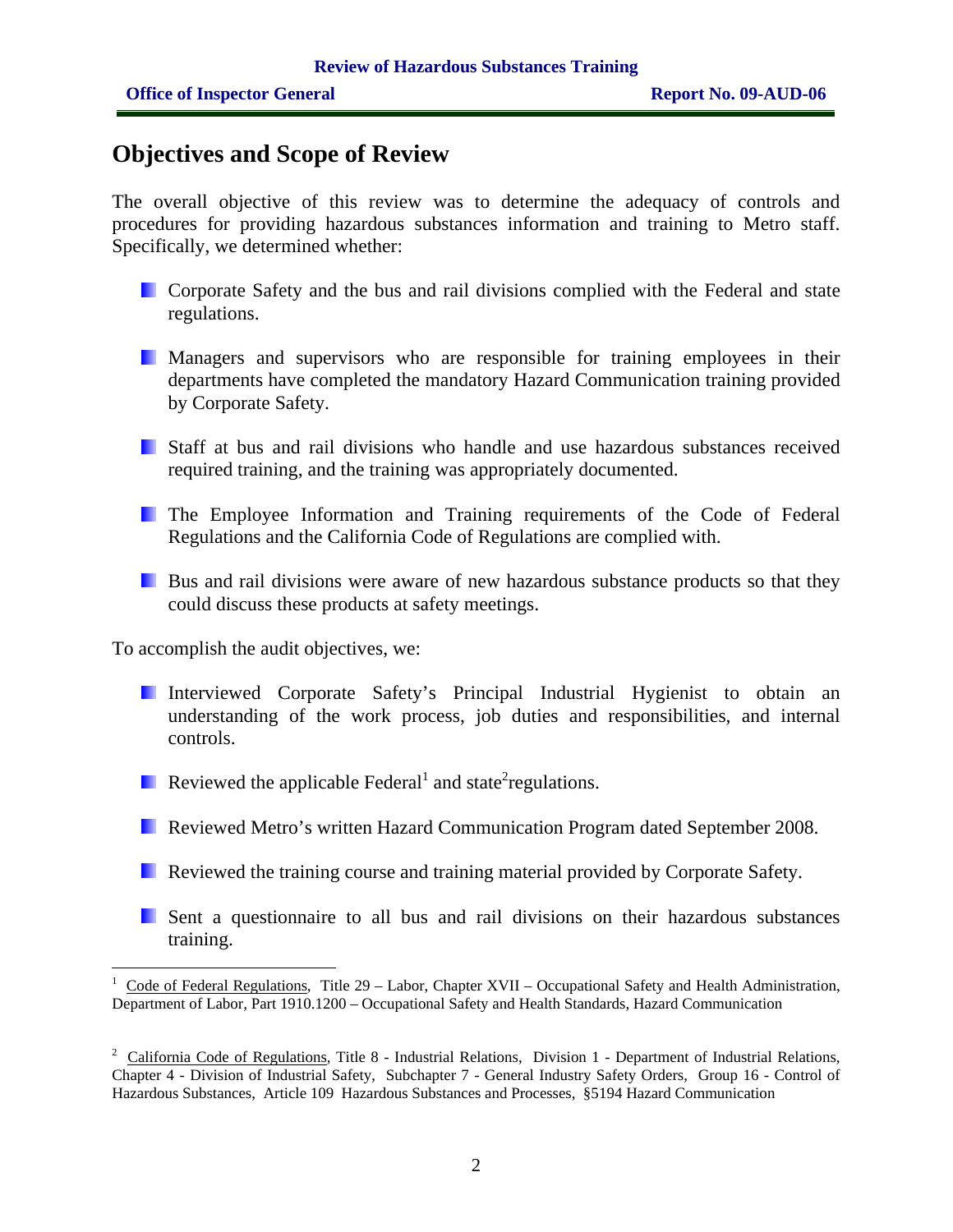## Objectives and Scope of Review

The overall objective of this review was to determine the adequacy of controls and procedures for providing hazardous substances information and training to Metro staff. Specifically, we determined whether:

- Corporate Safety and the bus and rail divisions complied with the Federal and state regulations.
- Managers and supervisors who are responsible for training employees in their departments have completed the mandatory Hazard Communication training provided by Corporate Safety.
- Staff at bus and rail divisions who handle and use hazardous substances received required training, and the training was appropriately documented.
- The Employee Information and Training requirements of the Code of Federal Regulations and the California Code of Regulations are complied with.
- Bus and rail divisions were aware of new hazardous substance products so that they could discuss these products at safety meetings.

To accomplish the audit objectives, we:

- Interviewed Corporate Safety's Principal Industrial Hygienist to obtain an understanding of the work process, job duties and responsibilities, and internal controls.
- Reviewed the applicable Federal[1] and state[2] regulations.
- Reviewed Metro's written Hazard Communication Program dated September 2008.
- Reviewed the training course and training material provided by Corporate Safety.
- Sent a questionnaire to all bus and rail divisions on their hazardous substances training.

---

[1] Code of Federal Regulations, Title 29 – Labor, Chapter XVII – Occupational Safety and Health Administration, Department of Labor, Part 1910.1200 – Occupational Safety and Health Standards, Hazard Communication

[2] California Code of Regulations, Title 8 - Industrial Relations, Division 1 - Department of Industrial Relations, Chapter 4 - Division of Industrial Safety, Subchapter 7 - General Industry Safety Orders, Group 16 - Control of Hazardous Substances, Article 109 Hazardous Substances and Processes, §5194 Hazard Communication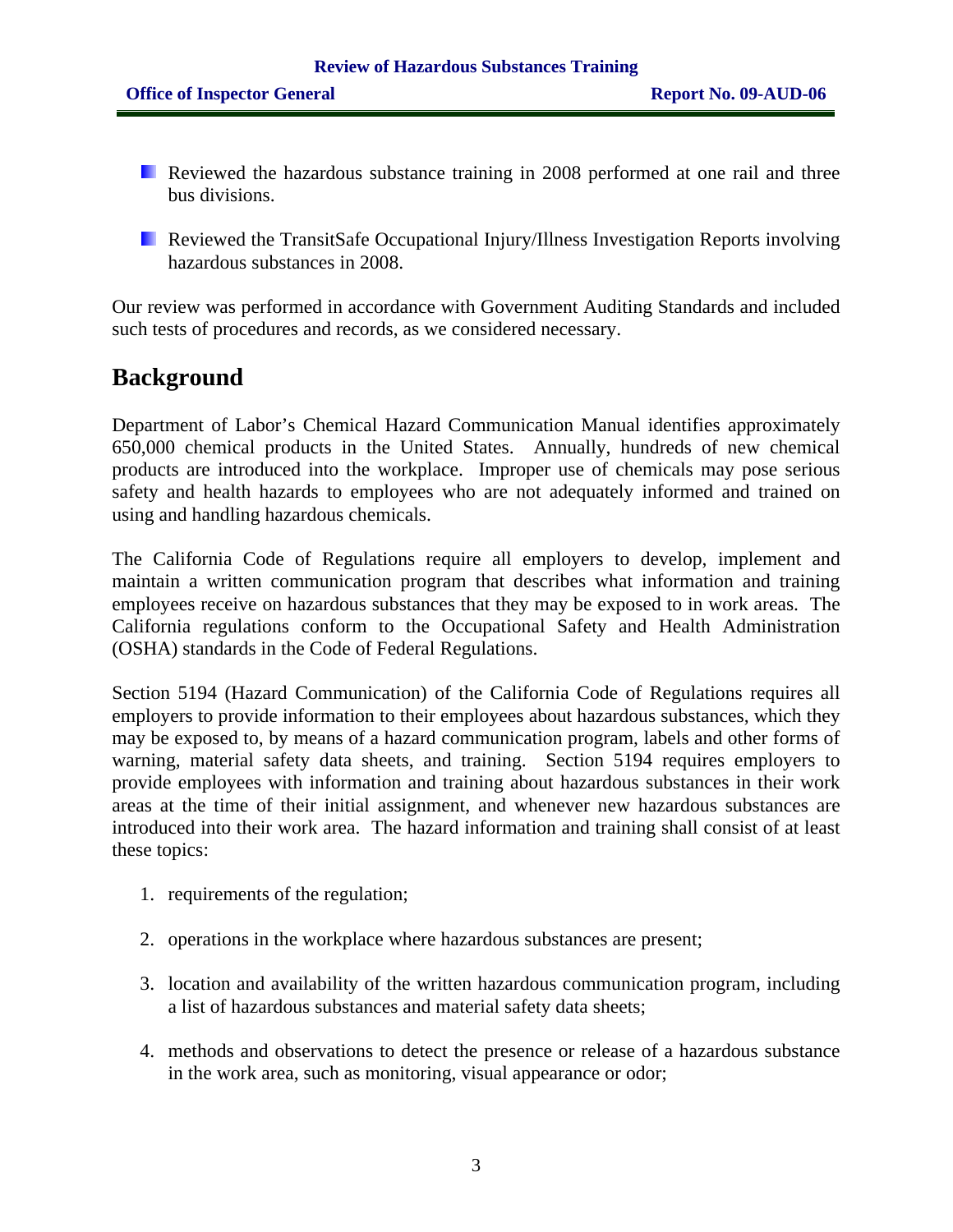- Reviewed the hazardous substance training in 2008 performed at one rail and three bus divisions.

- Reviewed the TransitSafe Occupational Injury/Illness Investigation Reports involving hazardous substances in 2008.

Our review was performed in accordance with Government Auditing Standards and included such tests of procedures and records, as we considered necessary.

## Background

Department of Labor's Chemical Hazard Communication Manual identifies approximately 650,000 chemical products in the United States. Annually, hundreds of new chemical products are introduced into the workplace. Improper use of chemicals may pose serious safety and health hazards to employees who are not adequately informed and trained on using and handling hazardous chemicals.

The California Code of Regulations require all employers to develop, implement and maintain a written communication program that describes what information and training employees receive on hazardous substances that they may be exposed to in work areas. The California regulations conform to the Occupational Safety and Health Administration (OSHA) standards in the Code of Federal Regulations.

Section 5194 (Hazard Communication) of the California Code of Regulations requires all employers to provide information to their employees about hazardous substances, which they may be exposed to, by means of a hazard communication program, labels and other forms of warning, material safety data sheets, and training. Section 5194 requires employers to provide employees with information and training about hazardous substances in their work areas at the time of their initial assignment, and whenever new hazardous substances are introduced into their work area. The hazard information and training shall consist of at least these topics:

1. requirements of the regulation;

2. operations in the workplace where hazardous substances are present;

3. location and availability of the written hazardous communication program, including a list of hazardous substances and material safety data sheets;

4. methods and observations to detect the presence or release of a hazardous substance in the work area, such as monitoring, visual appearance or odor;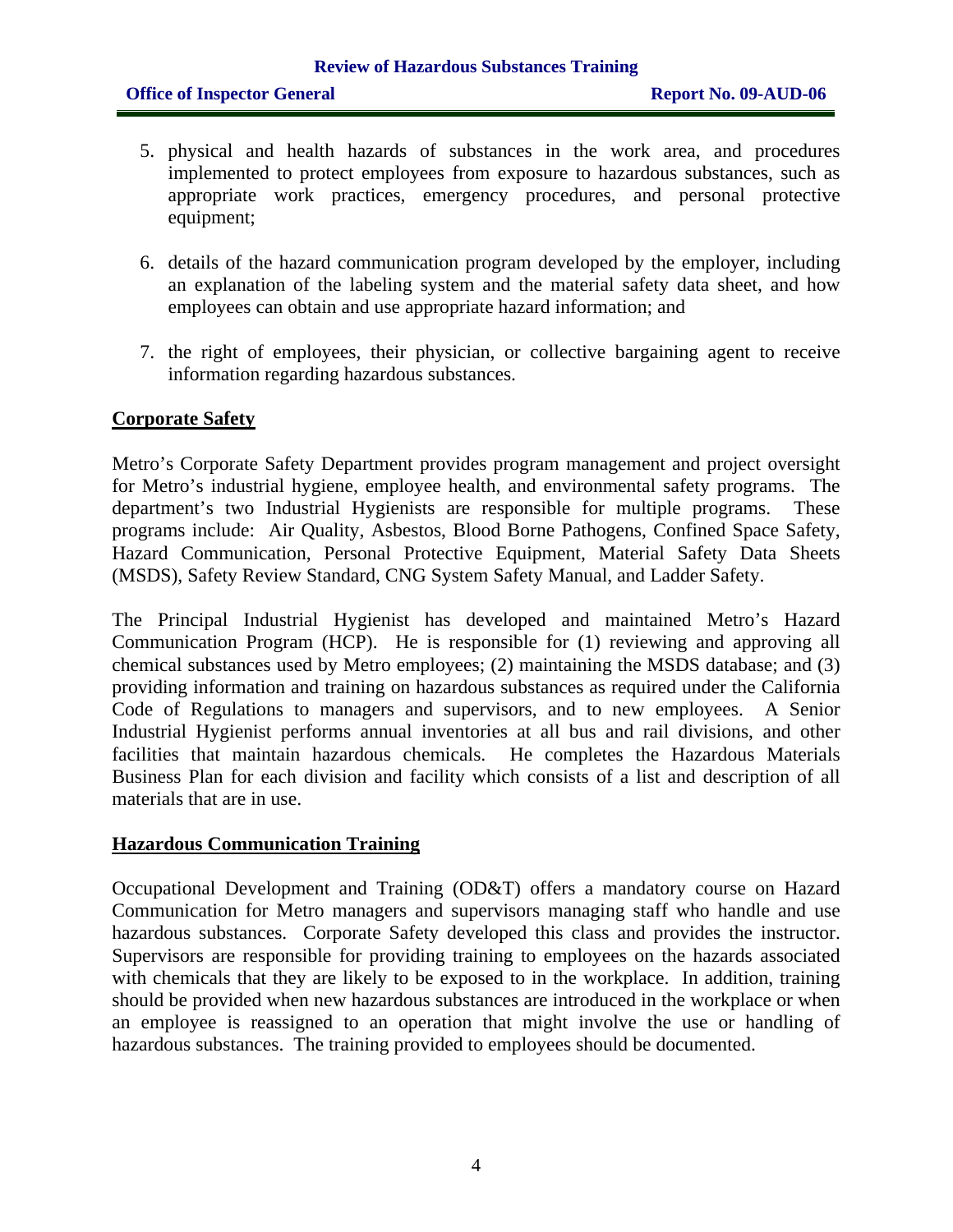5. physical and health hazards of substances in the work area, and procedures implemented to protect employees from exposure to hazardous substances, such as appropriate work practices, emergency procedures, and personal protective equipment;

6. details of the hazard communication program developed by the employer, including an explanation of the labeling system and the material safety data sheet, and how employees can obtain and use appropriate hazard information; and

7. the right of employees, their physician, or collective bargaining agent to receive information regarding hazardous substances.

## Corporate Safety

Metro's Corporate Safety Department provides program management and project oversight for Metro's industrial hygiene, employee health, and environmental safety programs. The department's two Industrial Hygienists are responsible for multiple programs. These programs include: Air Quality, Asbestos, Blood Borne Pathogens, Confined Space Safety, Hazard Communication, Personal Protective Equipment, Material Safety Data Sheets (MSDS), Safety Review Standard, CNG System Safety Manual, and Ladder Safety.

The Principal Industrial Hygienist has developed and maintained Metro's Hazard Communication Program (HCP). He is responsible for (1) reviewing and approving all chemical substances used by Metro employees; (2) maintaining the MSDS database; and (3) providing information and training on hazardous substances as required under the California Code of Regulations to managers and supervisors, and to new employees. A Senior Industrial Hygienist performs annual inventories at all bus and rail divisions, and other facilities that maintain hazardous chemicals. He completes the Hazardous Materials Business Plan for each division and facility which consists of a list and description of all materials that are in use.

## Hazardous Communication Training

Occupational Development and Training (OD&T) offers a mandatory course on Hazard Communication for Metro managers and supervisors managing staff who handle and use hazardous substances. Corporate Safety developed this class and provides the instructor. Supervisors are responsible for providing training to employees on the hazards associated with chemicals that they are likely to be exposed to in the workplace. In addition, training should be provided when new hazardous substances are introduced in the workplace or when an employee is reassigned to an operation that might involve the use or handling of hazardous substances. The training provided to employees should be documented.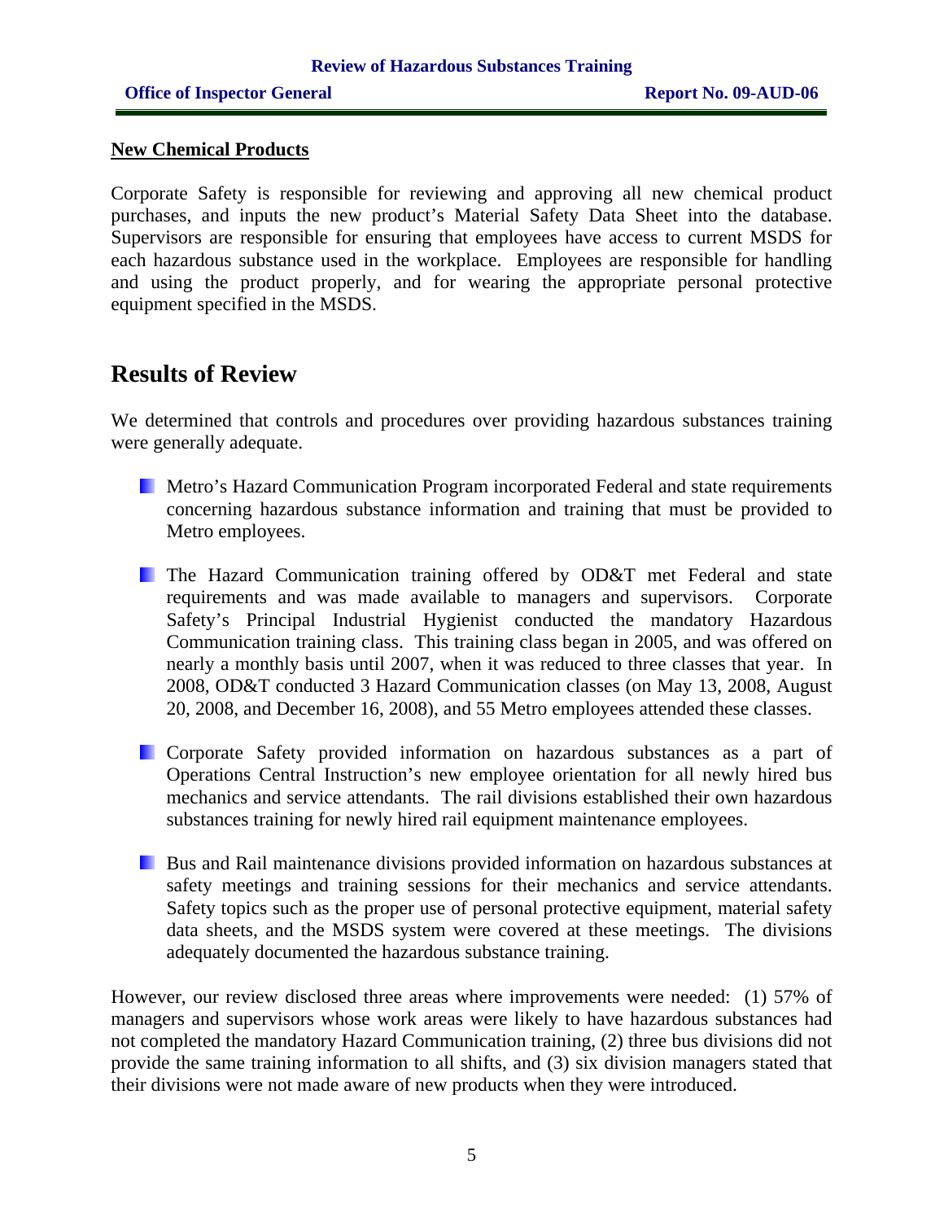## New Chemical Products

Corporate Safety is responsible for reviewing and approving all new chemical product purchases, and inputs the new product's Material Safety Data Sheet into the database. Supervisors are responsible for ensuring that employees have access to current MSDS for each hazardous substance used in the workplace. Employees are responsible for handling and using the product properly, and for wearing the appropriate personal protective equipment specified in the MSDS.

# Results of Review

We determined that controls and procedures over providing hazardous substances training were generally adequate.

- Metro's Hazard Communication Program incorporated Federal and state requirements concerning hazardous substance information and training that must be provided to Metro employees.

- The Hazard Communication training offered by OD&T met Federal and state requirements and was made available to managers and supervisors. Corporate Safety's Principal Industrial Hygienist conducted the mandatory Hazardous Communication training class. This training class began in 2005, and was offered on nearly a monthly basis until 2007, when it was reduced to three classes that year. In 2008, OD&T conducted 3 Hazard Communication classes (on May 13, 2008, August 20, 2008, and December 16, 2008), and 55 Metro employees attended these classes.

- Corporate Safety provided information on hazardous substances as a part of Operations Central Instruction's new employee orientation for all newly hired bus mechanics and service attendants. The rail divisions established their own hazardous substances training for newly hired rail equipment maintenance employees.

- Bus and Rail maintenance divisions provided information on hazardous substances at safety meetings and training sessions for their mechanics and service attendants. Safety topics such as the proper use of personal protective equipment, material safety data sheets, and the MSDS system were covered at these meetings. The divisions adequately documented the hazardous substance training.

However, our review disclosed three areas where improvements were needed: (1) 57% of managers and supervisors whose work areas were likely to have hazardous substances had not completed the mandatory Hazard Communication training, (2) three bus divisions did not provide the same training information to all shifts, and (3) six division managers stated that their divisions were not made aware of new products when they were introduced.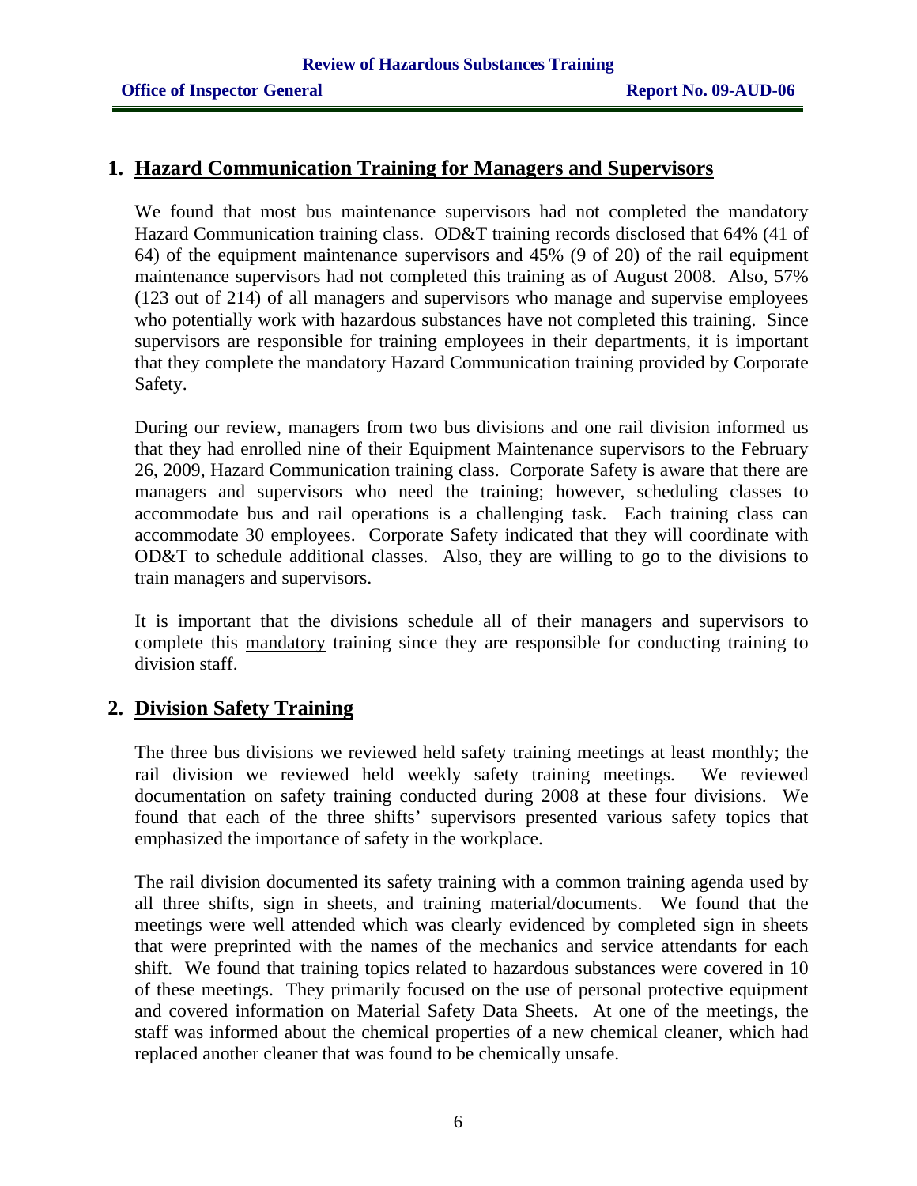## 1. Hazard Communication Training for Managers and Supervisors

We found that most bus maintenance supervisors had not completed the mandatory Hazard Communication training class. OD&T training records disclosed that 64% (41 of 64) of the equipment maintenance supervisors and 45% (9 of 20) of the rail equipment maintenance supervisors had not completed this training as of August 2008. Also, 57% (123 out of 214) of all managers and supervisors who manage and supervise employees who potentially work with hazardous substances have not completed this training. Since supervisors are responsible for training employees in their departments, it is important that they complete the mandatory Hazard Communication training provided by Corporate Safety.

During our review, managers from two bus divisions and one rail division informed us that they had enrolled nine of their Equipment Maintenance supervisors to the February 26, 2009, Hazard Communication training class. Corporate Safety is aware that there are managers and supervisors who need the training; however, scheduling classes to accommodate bus and rail operations is a challenging task. Each training class can accommodate 30 employees. Corporate Safety indicated that they will coordinate with OD&T to schedule additional classes. Also, they are willing to go to the divisions to train managers and supervisors.

It is important that the divisions schedule all of their managers and supervisors to complete this <u>mandatory</u> training since they are responsible for conducting training to division staff.

## 2. Division Safety Training

The three bus divisions we reviewed held safety training meetings at least monthly; the rail division we reviewed held weekly safety training meetings. We reviewed documentation on safety training conducted during 2008 at these four divisions. We found that each of the three shifts' supervisors presented various safety topics that emphasized the importance of safety in the workplace.

The rail division documented its safety training with a common training agenda used by all three shifts, sign in sheets, and training material/documents. We found that the meetings were well attended which was clearly evidenced by completed sign in sheets that were preprinted with the names of the mechanics and service attendants for each shift. We found that training topics related to hazardous substances were covered in 10 of these meetings. They primarily focused on the use of personal protective equipment and covered information on Material Safety Data Sheets. At one of the meetings, the staff was informed about the chemical properties of a new chemical cleaner, which had replaced another cleaner that was found to be chemically unsafe.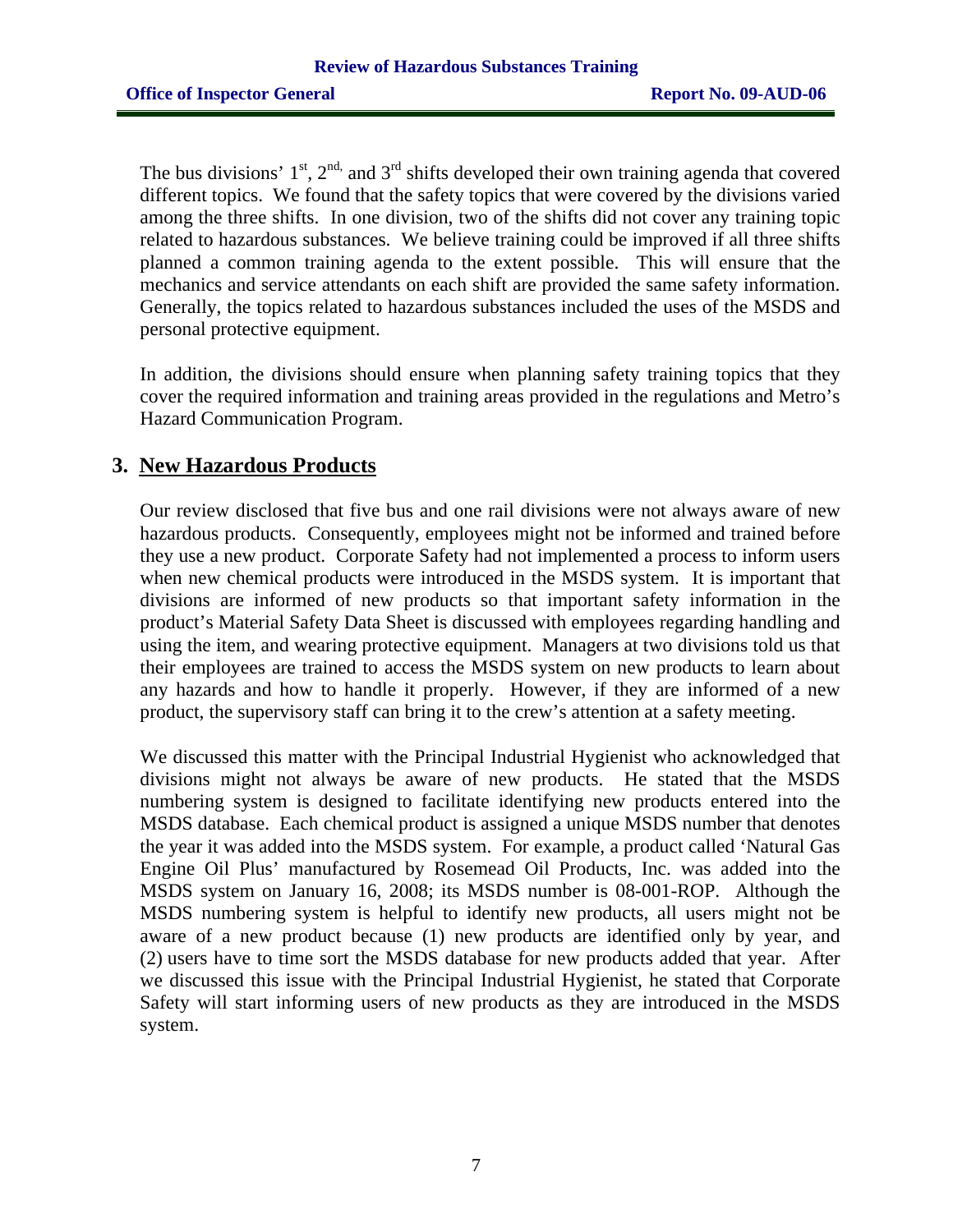The bus divisions' 1st, 2nd, and 3rd shifts developed their own training agenda that covered different topics. We found that the safety topics that were covered by the divisions varied among the three shifts. In one division, two of the shifts did not cover any training topic related to hazardous substances. We believe training could be improved if all three shifts planned a common training agenda to the extent possible. This will ensure that the mechanics and service attendants on each shift are provided the same safety information. Generally, the topics related to hazardous substances included the uses of the MSDS and personal protective equipment.

In addition, the divisions should ensure when planning safety training topics that they cover the required information and training areas provided in the regulations and Metro's Hazard Communication Program.

## 3. New Hazardous Products

Our review disclosed that five bus and one rail divisions were not always aware of new hazardous products. Consequently, employees might not be informed and trained before they use a new product. Corporate Safety had not implemented a process to inform users when new chemical products were introduced in the MSDS system. It is important that divisions are informed of new products so that important safety information in the product's Material Safety Data Sheet is discussed with employees regarding handling and using the item, and wearing protective equipment. Managers at two divisions told us that their employees are trained to access the MSDS system on new products to learn about any hazards and how to handle it properly. However, if they are informed of a new product, the supervisory staff can bring it to the crew's attention at a safety meeting.

We discussed this matter with the Principal Industrial Hygienist who acknowledged that divisions might not always be aware of new products. He stated that the MSDS numbering system is designed to facilitate identifying new products entered into the MSDS database. Each chemical product is assigned a unique MSDS number that denotes the year it was added into the MSDS system. For example, a product called 'Natural Gas Engine Oil Plus' manufactured by Rosemead Oil Products, Inc. was added into the MSDS system on January 16, 2008; its MSDS number is 08-001-ROP. Although the MSDS numbering system is helpful to identify new products, all users might not be aware of a new product because (1) new products are identified only by year, and (2) users have to time sort the MSDS database for new products added that year. After we discussed this issue with the Principal Industrial Hygienist, he stated that Corporate Safety will start informing users of new products as they are introduced in the MSDS system.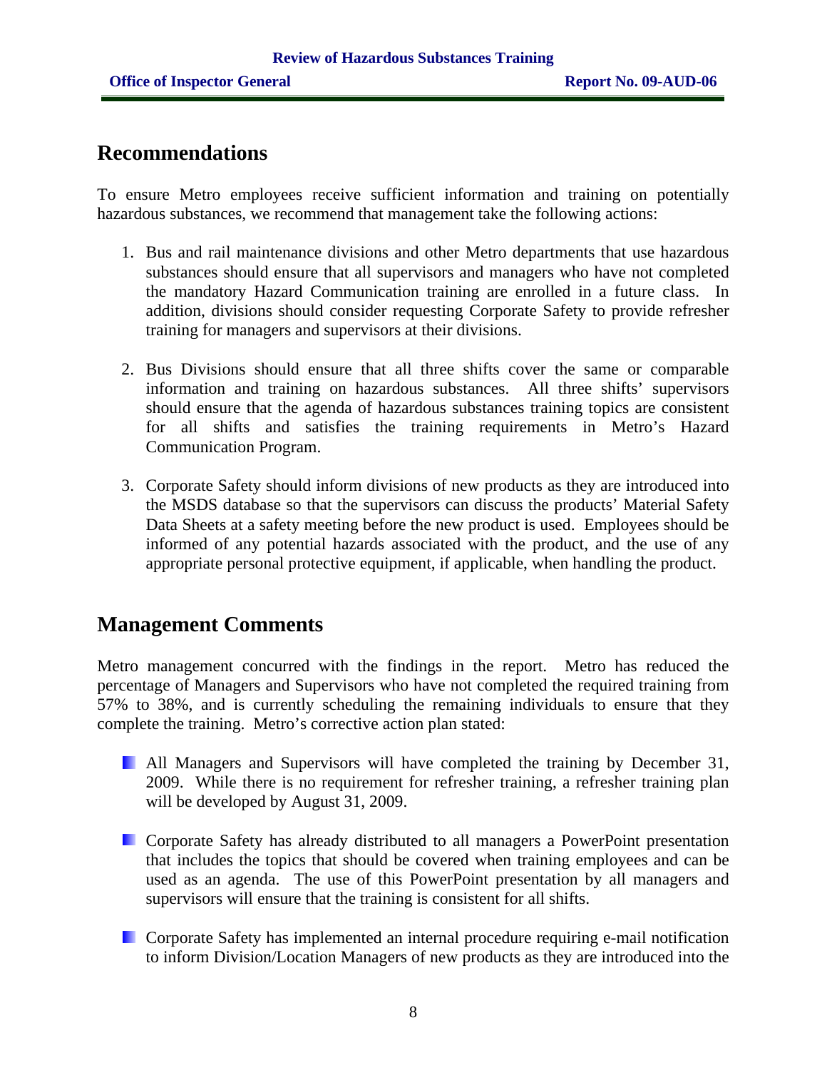## Recommendations

To ensure Metro employees receive sufficient information and training on potentially hazardous substances, we recommend that management take the following actions:

1. Bus and rail maintenance divisions and other Metro departments that use hazardous substances should ensure that all supervisors and managers who have not completed the mandatory Hazard Communication training are enrolled in a future class. In addition, divisions should consider requesting Corporate Safety to provide refresher training for managers and supervisors at their divisions.

2. Bus Divisions should ensure that all three shifts cover the same or comparable information and training on hazardous substances. All three shifts' supervisors should ensure that the agenda of hazardous substances training topics are consistent for all shifts and satisfies the training requirements in Metro's Hazard Communication Program.

3. Corporate Safety should inform divisions of new products as they are introduced into the MSDS database so that the supervisors can discuss the products' Material Safety Data Sheets at a safety meeting before the new product is used. Employees should be informed of any potential hazards associated with the product, and the use of any appropriate personal protective equipment, if applicable, when handling the product.

## Management Comments

Metro management concurred with the findings in the report. Metro has reduced the percentage of Managers and Supervisors who have not completed the required training from 57% to 38%, and is currently scheduling the remaining individuals to ensure that they complete the training. Metro's corrective action plan stated:

- All Managers and Supervisors will have completed the training by December 31, 2009. While there is no requirement for refresher training, a refresher training plan will be developed by August 31, 2009.

- Corporate Safety has already distributed to all managers a PowerPoint presentation that includes the topics that should be covered when training employees and can be used as an agenda. The use of this PowerPoint presentation by all managers and supervisors will ensure that the training is consistent for all shifts.

- Corporate Safety has implemented an internal procedure requiring e-mail notification to inform Division/Location Managers of new products as they are introduced into the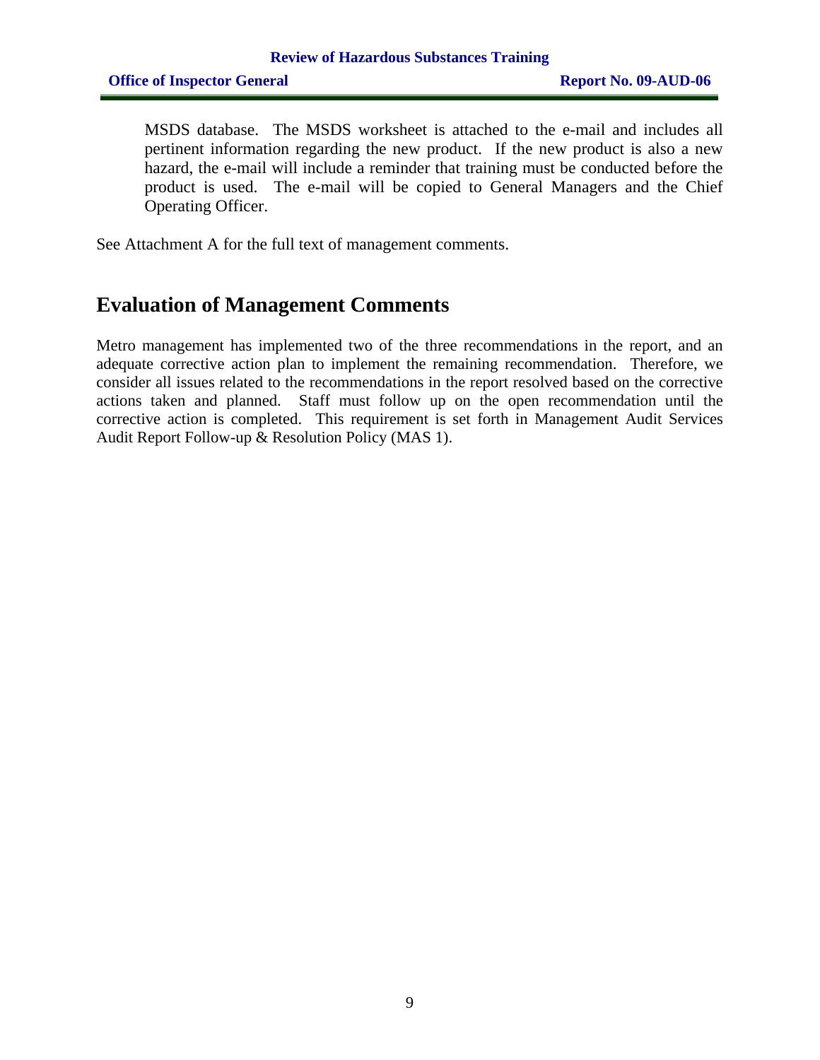MSDS database. The MSDS worksheet is attached to the e-mail and includes all pertinent information regarding the new product. If the new product is also a new hazard, the e-mail will include a reminder that training must be conducted before the product is used. The e-mail will be copied to General Managers and the Chief Operating Officer.

See Attachment A for the full text of management comments.

## Evaluation of Management Comments

Metro management has implemented two of the three recommendations in the report, and an adequate corrective action plan to implement the remaining recommendation. Therefore, we consider all issues related to the recommendations in the report resolved based on the corrective actions taken and planned. Staff must follow up on the open recommendation until the corrective action is completed. This requirement is set forth in Management Audit Services Audit Report Follow-up & Resolution Policy (MAS 1).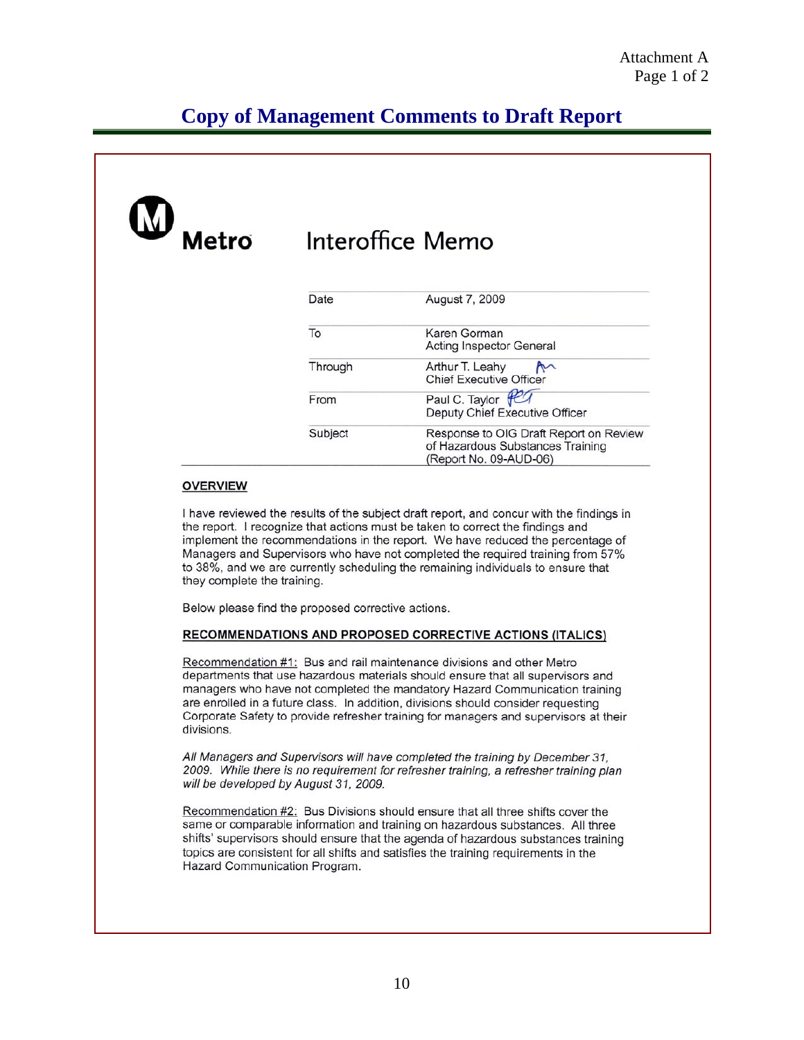Attachment A
Page 1 of 2

# Copy of Management Comments to Draft Report

**Metro** Interoffice Memo

| | |
|---|---|
| Date | August 7, 2009 |
| To | Karen Gorman<br>Acting Inspector General |
| Through | Arthur T. Leahy<br>Chief Executive Officer |
| From | Paul C. Taylor<br>Deputy Chief Executive Officer |
| Subject | Response to OIG Draft Report on Review of Hazardous Substances Training (Report No. 09-AUD-06) |

**OVERVIEW**

I have reviewed the results of the subject draft report, and concur with the findings in the report. I recognize that actions must be taken to correct the findings and implement the recommendations in the report. We have reduced the percentage of Managers and Supervisors who have not completed the required training from 57% to 38%, and we are currently scheduling the remaining individuals to ensure that they complete the training.

Below please find the proposed corrective actions.

**RECOMMENDATIONS AND PROPOSED CORRECTIVE ACTIONS (ITALICS)**

Recommendation #1: Bus and rail maintenance divisions and other Metro departments that use hazardous materials should ensure that all supervisors and managers who have not completed the mandatory Hazard Communication training are enrolled in a future class. In addition, divisions should consider requesting Corporate Safety to provide refresher training for managers and supervisors at their divisions.

*All Managers and Supervisors will have completed the training by December 31, 2009. While there is no requirement for refresher training, a refresher training plan will be developed by August 31, 2009.*

Recommendation #2: Bus Divisions should ensure that all three shifts cover the same or comparable information and training on hazardous substances. All three shifts' supervisors should ensure that the agenda of hazardous substances training topics are consistent for all shifts and satisfies the training requirements in the Hazard Communication Program.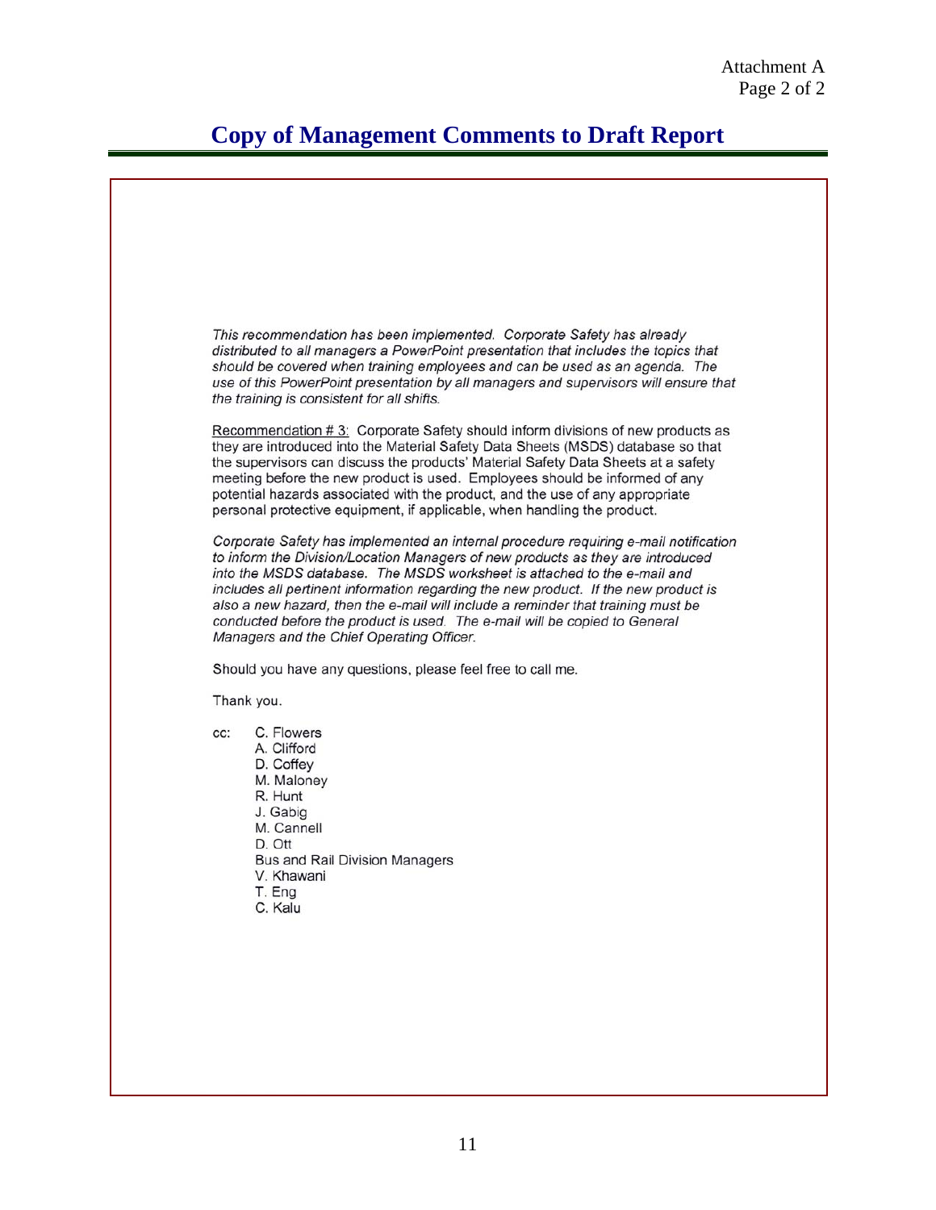# Copy of Management Comments to Draft Report

*This recommendation has been implemented. Corporate Safety has already distributed to all managers a PowerPoint presentation that includes the topics that should be covered when training employees and can be used as an agenda. The use of this PowerPoint presentation by all managers and supervisors will ensure that the training is consistent for all shifts.*

Recommendation # 3: Corporate Safety should inform divisions of new products as they are introduced into the Material Safety Data Sheets (MSDS) database so that the supervisors can discuss the products' Material Safety Data Sheets at a safety meeting before the new product is used. Employees should be informed of any potential hazards associated with the product, and the use of any appropriate personal protective equipment, if applicable, when handling the product.

*Corporate Safety has implemented an internal procedure requiring e-mail notification to inform the Division/Location Managers of new products as they are introduced into the MSDS database. The MSDS worksheet is attached to the e-mail and includes all pertinent information regarding the new product. If the new product is also a new hazard, then the e-mail will include a reminder that training must be conducted before the product is used. The e-mail will be copied to General Managers and the Chief Operating Officer.*

Should you have any questions, please feel free to call me.

Thank you.

cc: C. Flowers
A. Clifford
D. Coffey
M. Maloney
R. Hunt
J. Gabig
M. Cannell
D. Ott
Bus and Rail Division Managers
V. Khawani
T. Eng
C. Kalu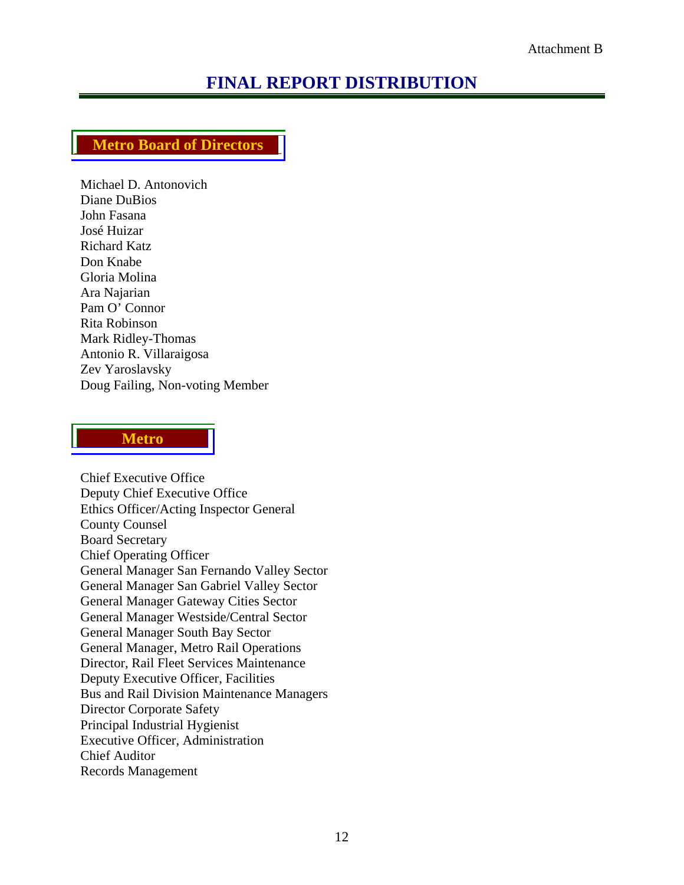Attachment B

# FINAL REPORT DISTRIBUTION

## Metro Board of Directors

Michael D. Antonovich
Diane DuBios
John Fasana
José Huizar
Richard Katz
Don Knabe
Gloria Molina
Ara Najarian
Pam O' Connor
Rita Robinson
Mark Ridley-Thomas
Antonio R. Villaraigosa
Zev Yaroslavsky
Doug Failing, Non-voting Member

## Metro

Chief Executive Office
Deputy Chief Executive Office
Ethics Officer/Acting Inspector General
County Counsel
Board Secretary
Chief Operating Officer
General Manager San Fernando Valley Sector
General Manager San Gabriel Valley Sector
General Manager Gateway Cities Sector
General Manager Westside/Central Sector
General Manager South Bay Sector
General Manager, Metro Rail Operations
Director, Rail Fleet Services Maintenance
Deputy Executive Officer, Facilities
Bus and Rail Division Maintenance Managers
Director Corporate Safety
Principal Industrial Hygienist
Executive Officer, Administration
Chief Auditor
Records Management